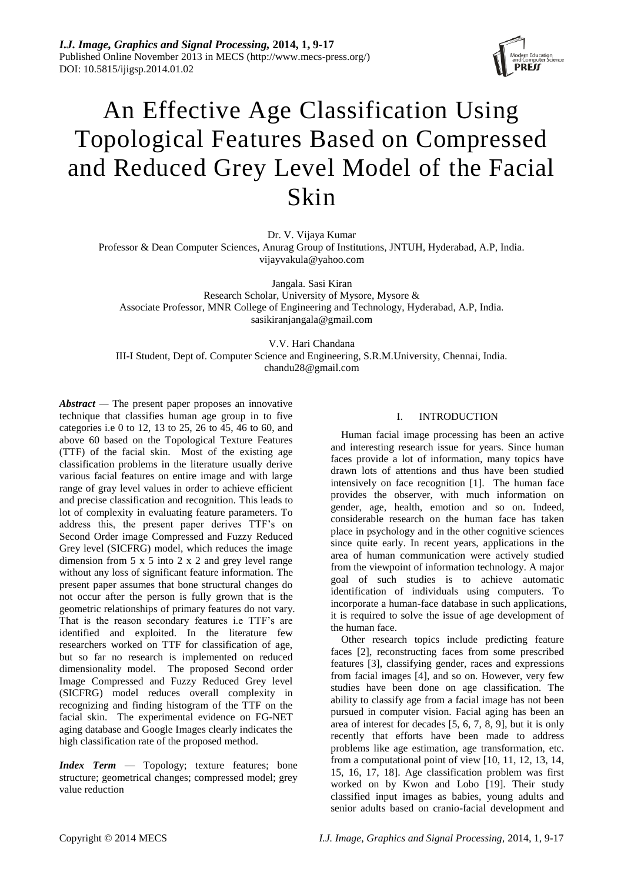# An Effective Age Classification Using Topological Features Based on Compressed and Reduced Grey Level Model of the Facial Skin

Dr. V. Vijaya Kumar
Professor & Dean Computer Sciences, Anurag Group of Institutions, JNTUH, Hyderabad, A.P, India.
vijayvakula@yahoo.com

Jangala. Sasi Kiran
Research Scholar, University of Mysore, Mysore &
Associate Professor, MNR College of Engineering and Technology, Hyderabad, A.P, India.
sasikiranjangala@gmail.com

V.V. Hari Chandana
III-I Student, Dept of. Computer Science and Engineering, S.R.M.University, Chennai, India.
chandu28@gmail.com

***Abstract*** — The present paper proposes an innovative technique that classifies human age group in to five categories i.e 0 to 12, 13 to 25, 26 to 45, 46 to 60, and above 60 based on the Topological Texture Features (TTF) of the facial skin. Most of the existing age classification problems in the literature usually derive various facial features on entire image and with large range of gray level values in order to achieve efficient and precise classification and recognition. This leads to lot of complexity in evaluating feature parameters. To address this, the present paper derives TTF's on Second Order image Compressed and Fuzzy Reduced Grey level (SICFRG) model, which reduces the image dimension from 5 x 5 into 2 x 2 and grey level range without any loss of significant feature information. The present paper assumes that bone structural changes do not occur after the person is fully grown that is the geometric relationships of primary features do not vary. That is the reason secondary features i.e TTF's are identified and exploited. In the literature few researchers worked on TTF for classification of age, but so far no research is implemented on reduced dimensionality model. The proposed Second order Image Compressed and Fuzzy Reduced Grey level (SICFRG) model reduces overall complexity in recognizing and finding histogram of the TTF on the facial skin. The experimental evidence on FG-NET aging database and Google Images clearly indicates the high classification rate of the proposed method.

***Index Term*** — Topology; texture features; bone structure; geometrical changes; compressed model; grey value reduction

## I. INTRODUCTION

Human facial image processing has been an active and interesting research issue for years. Since human faces provide a lot of information, many topics have drawn lots of attentions and thus have been studied intensively on face recognition [1]. The human face provides the observer, with much information on gender, age, health, emotion and so on. Indeed, considerable research on the human face has taken place in psychology and in the other cognitive sciences since quite early. In recent years, applications in the area of human communication were actively studied from the viewpoint of information technology. A major goal of such studies is to achieve automatic identification of individuals using computers. To incorporate a human-face database in such applications, it is required to solve the issue of age development of the human face.

Other research topics include predicting feature faces [2], reconstructing faces from some prescribed features [3], classifying gender, races and expressions from facial images [4], and so on. However, very few studies have been done on age classification. The ability to classify age from a facial image has not been pursued in computer vision. Facial aging has been an area of interest for decades [5, 6, 7, 8, 9], but it is only recently that efforts have been made to address problems like age estimation, age transformation, etc. from a computational point of view [10, 11, 12, 13, 14, 15, 16, 17, 18]. Age classification problem was first worked on by Kwon and Lobo [19]. Their study classified input images as babies, young adults and senior adults based on cranio-facial development and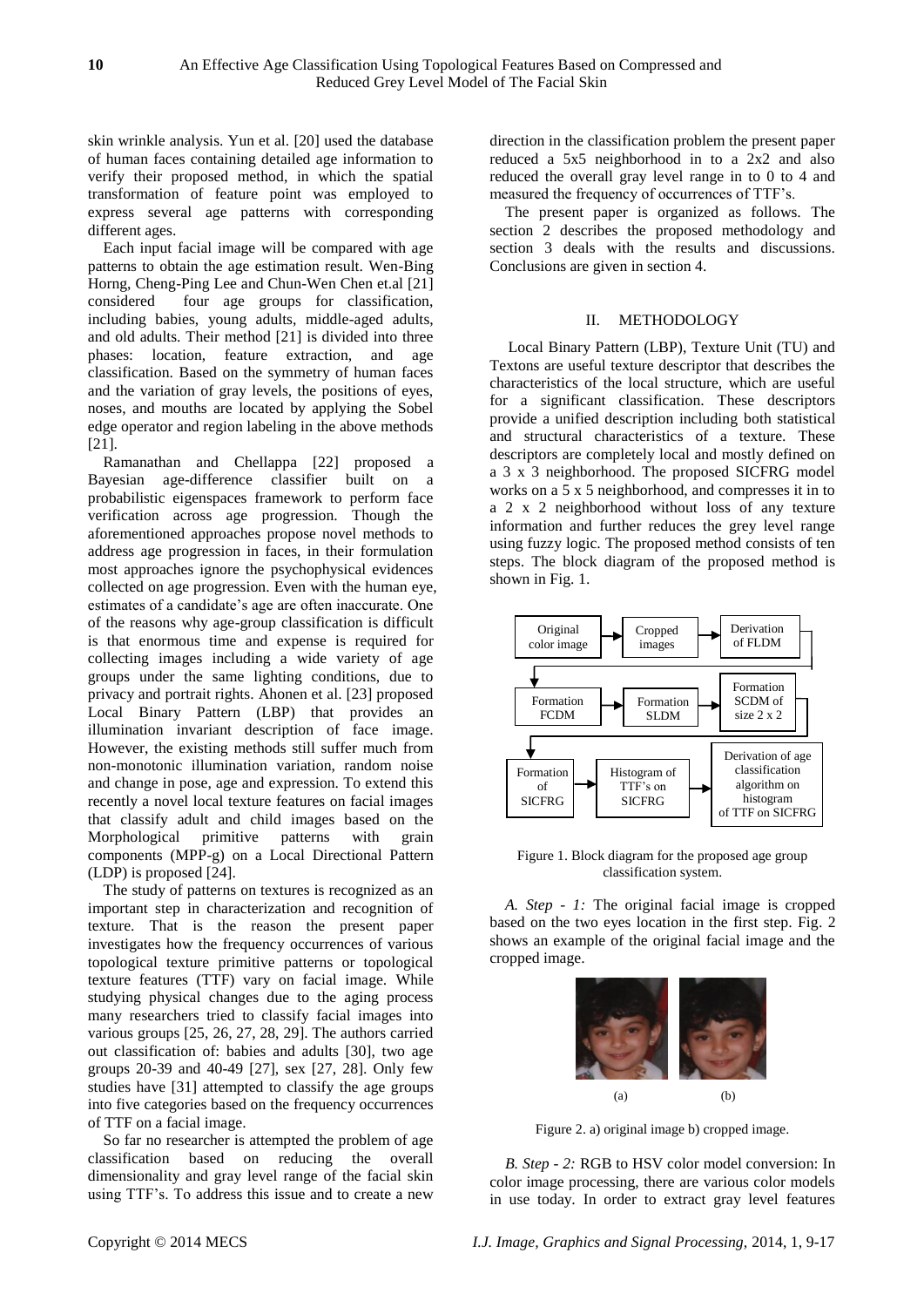skin wrinkle analysis. Yun et al. [20] used the database of human faces containing detailed age information to verify their proposed method, in which the spatial transformation of feature point was employed to express several age patterns with corresponding different ages.

Each input facial image will be compared with age patterns to obtain the age estimation result. Wen-Bing Horng, Cheng-Ping Lee and Chun-Wen Chen et.al [21] considered four age groups for classification, including babies, young adults, middle-aged adults, and old adults. Their method [21] is divided into three phases: location, feature extraction, and age classification. Based on the symmetry of human faces and the variation of gray levels, the positions of eyes, noses, and mouths are located by applying the Sobel edge operator and region labeling in the above methods [21].

Ramanathan and Chellappa [22] proposed a Bayesian age-difference classifier built on a probabilistic eigenspaces framework to perform face verification across age progression. Though the aforementioned approaches propose novel methods to address age progression in faces, in their formulation most approaches ignore the psychophysical evidences collected on age progression. Even with the human eye, estimates of a candidate's age are often inaccurate. One of the reasons why age-group classification is difficult is that enormous time and expense is required for collecting images including a wide variety of age groups under the same lighting conditions, due to privacy and portrait rights. Ahonen et al. [23] proposed Local Binary Pattern (LBP) that provides an illumination invariant description of face image. However, the existing methods still suffer much from non-monotonic illumination variation, random noise and change in pose, age and expression. To extend this recently a novel local texture features on facial images that classify adult and child images based on the Morphological primitive patterns with grain components (MPP-g) on a Local Directional Pattern (LDP) is proposed [24].

The study of patterns on textures is recognized as an important step in characterization and recognition of texture. That is the reason the present paper investigates how the frequency occurrences of various topological texture primitive patterns or topological texture features (TTF) vary on facial image. While studying physical changes due to the aging process many researchers tried to classify facial images into various groups [25, 26, 27, 28, 29]. The authors carried out classification of: babies and adults [30], two age groups 20-39 and 40-49 [27], sex [27, 28]. Only few studies have [31] attempted to classify the age groups into five categories based on the frequency occurrences of TTF on a facial image.

So far no researcher is attempted the problem of age classification based on reducing the overall dimensionality and gray level range of the facial skin using TTF's. To address this issue and to create a new direction in the classification problem the present paper reduced a 5x5 neighborhood in to a 2x2 and also reduced the overall gray level range in to 0 to 4 and measured the frequency of occurrences of TTF's.

The present paper is organized as follows. The section 2 describes the proposed methodology and section 3 deals with the results and discussions. Conclusions are given in section 4.

## II. METHODOLOGY

Local Binary Pattern (LBP), Texture Unit (TU) and Textons are useful texture descriptor that describes the characteristics of the local structure, which are useful for a significant classification. These descriptors provide a unified description including both statistical and structural characteristics of a texture. These descriptors are completely local and mostly defined on a 3 x 3 neighborhood. The proposed SICFRG model works on a 5 x 5 neighborhood, and compresses it in to a 2 x 2 neighborhood without loss of any texture information and further reduces the grey level range using fuzzy logic. The proposed method consists of ten steps. The block diagram of the proposed method is shown in Fig. 1.

Original color image → Cropped images → Derivation of FLDM → Formation FCDM → Formation SLDM → Formation SCDM of size 2 x 2 → Formation of SICFRG → Histogram of TTF's on SICFRG → Derivation of age classification algorithm on histogram of TTF on SICFRG

Figure 1. Block diagram for the proposed age group classification system.

*A. Step - 1:* The original facial image is cropped based on the two eyes location in the first step. Fig. 2 shows an example of the original facial image and the cropped image.

(a) (b)

Figure 2. a) original image b) cropped image.

*B. Step - 2:* RGB to HSV color model conversion: In color image processing, there are various color models in use today. In order to extract gray level features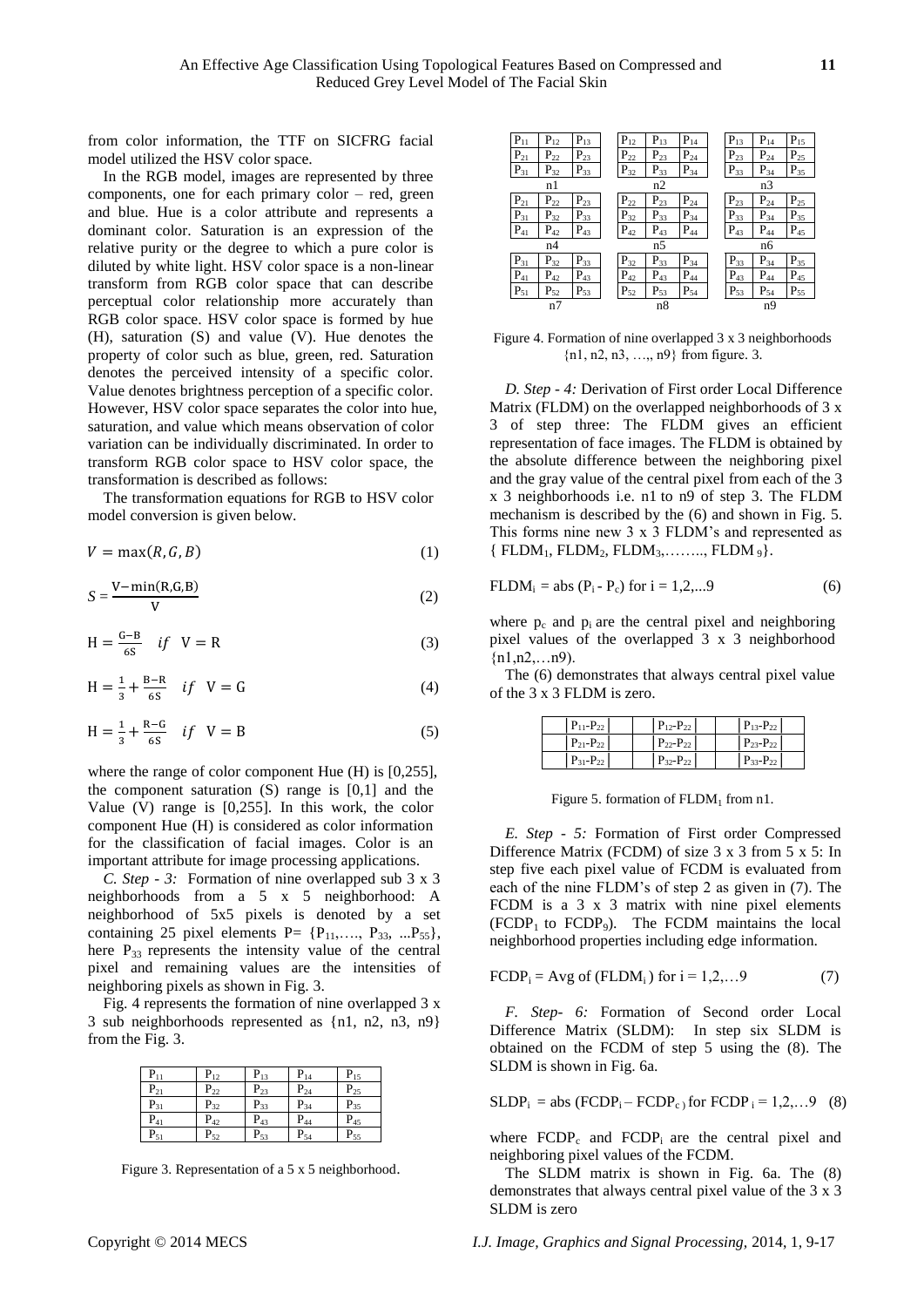from color information, the TTF on SICFRG facial model utilized the HSV color space.

In the RGB model, images are represented by three components, one for each primary color – red, green and blue. Hue is a color attribute and represents a dominant color. Saturation is an expression of the relative purity or the degree to which a pure color is diluted by white light. HSV color space is a non-linear transform from RGB color space that can describe perceptual color relationship more accurately than RGB color space. HSV color space is formed by hue (H), saturation (S) and value (V). Hue denotes the property of color such as blue, green, red. Saturation denotes the perceived intensity of a specific color. Value denotes brightness perception of a specific color. However, HSV color space separates the color into hue, saturation, and value which means observation of color variation can be individually discriminated. In order to transform RGB color space to HSV color space, the transformation is described as follows:

The transformation equations for RGB to HSV color model conversion is given below.

$$V = \max(R, G, B) \tag{1}$$

$$S = \frac{V - \min(R,G,B)}{V} \tag{2}$$

$$H = \frac{G-B}{6S} \quad if \quad V = R \tag{3}$$

$$H = \frac{1}{3} + \frac{B-R}{6S} \quad if \quad V = G \tag{4}$$

$$H = \frac{1}{3} + \frac{R-G}{6S} \quad if \quad V = B \tag{5}$$

where the range of color component Hue (H) is [0,255], the component saturation (S) range is [0,1] and the Value (V) range is [0,255]. In this work, the color component Hue (H) is considered as color information for the classification of facial images. Color is an important attribute for image processing applications.

*C. Step - 3:* Formation of nine overlapped sub 3 x 3 neighborhoods from a 5 x 5 neighborhood: A neighborhood of 5x5 pixels is denoted by a set containing 25 pixel elements P= $\{P_{11},\ldots, P_{33}, \ldots P_{55}\}$, here $P_{33}$ represents the intensity value of the central pixel and remaining values are the intensities of neighboring pixels as shown in Fig. 3.

Fig. 4 represents the formation of nine overlapped 3 x 3 sub neighborhoods represented as {n1, n2, n3, n9} from the Fig. 3.

| | | | | |
|---|---|---|---|---|
| $P_{11}$ | $P_{12}$ | $P_{13}$ | $P_{14}$ | $P_{15}$ |
| $P_{21}$ | $P_{22}$ | $P_{23}$ | $P_{24}$ | $P_{25}$ |
| $P_{31}$ | $P_{32}$ | $P_{33}$ | $P_{34}$ | $P_{35}$ |
| $P_{41}$ | $P_{42}$ | $P_{43}$ | $P_{44}$ | $P_{45}$ |
| $P_{51}$ | $P_{52}$ | $P_{53}$ | $P_{54}$ | $P_{55}$ |

Figure 3. Representation of a 5 x 5 neighborhood.

| | | | | | | | | | | |
|---|---|---|---|---|---|---|---|---|---|---|
| $P_{11}$ | $P_{12}$ | $P_{13}$ | | $P_{12}$ | $P_{13}$ | $P_{14}$ | | $P_{13}$ | $P_{14}$ | $P_{15}$ |
| $P_{21}$ | $P_{22}$ | $P_{23}$ | | $P_{22}$ | $P_{23}$ | $P_{24}$ | | $P_{23}$ | $P_{24}$ | $P_{25}$ |
| $P_{31}$ | $P_{32}$ | $P_{33}$ | | $P_{32}$ | $P_{33}$ | $P_{34}$ | | $P_{33}$ | $P_{34}$ | $P_{35}$ |
| | n1 | | | | n2 | | | | n3 | |
| $P_{21}$ | $P_{22}$ | $P_{23}$ | | $P_{22}$ | $P_{23}$ | $P_{24}$ | | $P_{23}$ | $P_{24}$ | $P_{25}$ |
| $P_{31}$ | $P_{32}$ | $P_{33}$ | | $P_{32}$ | $P_{33}$ | $P_{34}$ | | $P_{33}$ | $P_{34}$ | $P_{35}$ |
| $P_{41}$ | $P_{42}$ | $P_{43}$ | | $P_{42}$ | $P_{43}$ | $P_{44}$ | | $P_{43}$ | $P_{44}$ | $P_{45}$ |
| | n4 | | | | n5 | | | | n6 | |
| $P_{31}$ | $P_{32}$ | $P_{33}$ | | $P_{32}$ | $P_{33}$ | $P_{34}$ | | $P_{33}$ | $P_{34}$ | $P_{35}$ |
| $P_{41}$ | $P_{42}$ | $P_{43}$ | | $P_{42}$ | $P_{43}$ | $P_{44}$ | | $P_{43}$ | $P_{44}$ | $P_{45}$ |
| $P_{51}$ | $P_{52}$ | $P_{53}$ | | $P_{52}$ | $P_{53}$ | $P_{54}$ | | $P_{53}$ | $P_{54}$ | $P_{55}$ |
| | n7 | | | | n8 | | | | n9 | |

Figure 4. Formation of nine overlapped 3 x 3 neighborhoods {n1, n2, n3, …,, n9} from figure. 3.

*D. Step - 4:* Derivation of First order Local Difference Matrix (FLDM) on the overlapped neighborhoods of 3 x 3 of step three: The FLDM gives an efficient representation of face images. The FLDM is obtained by the absolute difference between the neighboring pixel and the gray value of the central pixel from each of the 3 x 3 neighborhoods i.e. n1 to n9 of step 3. The FLDM mechanism is described by the (6) and shown in Fig. 5. This forms nine new 3 x 3 FLDM's and represented as $\{FLDM_1, FLDM_2, FLDM_3, \ldots, FLDM_9\}$.

$$FLDM_i = abs\,(P_i - P_c) \text{ for } i = 1,2,\ldots 9 \tag{6}$$

where $p_c$ and $p_i$ are the central pixel and neighboring pixel values of the overlapped 3 x 3 neighborhood {n1,n2,…n9}.

The (6) demonstrates that always central pixel value of the 3 x 3 FLDM is zero.

| | | |
|---|---|---|
| $\lvert P_{11}-P_{22}\rvert$ | $\lvert P_{12}-P_{22}\rvert$ | $\lvert P_{13}-P_{22}\rvert$ |
| $\lvert P_{21}-P_{22}\rvert$ | $\lvert P_{22}-P_{22}\rvert$ | $\lvert P_{23}-P_{22}\rvert$ |
| $\lvert P_{31}-P_{22}\rvert$ | $\lvert P_{32}-P_{22}\rvert$ | $\lvert P_{33}-P_{22}\rvert$ |

Figure 5. formation of $FLDM_1$ from n1.

*E. Step - 5:* Formation of First order Compressed Difference Matrix (FCDM) of size 3 x 3 from 5 x 5: In step five each pixel value of FCDM is evaluated from each of the nine FLDM's of step 2 as given in (7). The FCDM is a 3 x 3 matrix with nine pixel elements ($FCDP_1$ to $FCDP_9$). The FCDM maintains the local neighborhood properties including edge information.

$$FCDP_i = \text{Avg of } (FLDM_i) \text{ for } i = 1,2,\ldots 9 \tag{7}$$

*F. Step- 6:* Formation of Second order Local Difference Matrix (SLDM): In step six SLDM is obtained on the FCDM of step 5 using the (8). The SLDM is shown in Fig. 6a.

$$SLDP_i = abs\,(FCDP_i - FCDP_c) \text{ for } FCDP_i = 1,2,\ldots 9 \tag{8}$$

where $FCDP_c$ and $FCDP_i$ are the central pixel and neighboring pixel values of the FCDM.

The SLDM matrix is shown in Fig. 6a. The (8) demonstrates that always central pixel value of the 3 x 3 SLDM is zero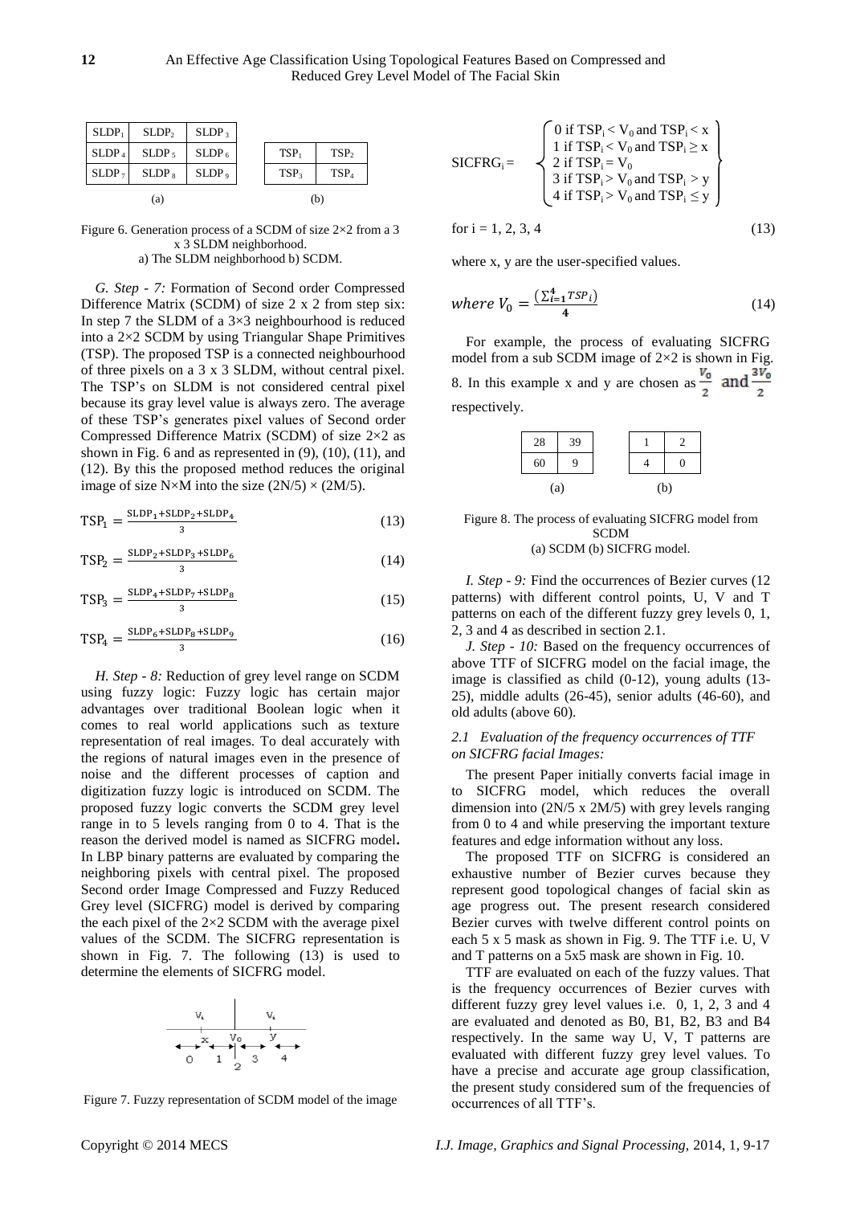| $SLDP_1$ | $SLDP_2$ | $SLDP_3$ |
|---|---|---|
| $SLDP_4$ | $SLDP_5$ | $SLDP_6$ |
| $SLDP_7$ | $SLDP_8$ | $SLDP_9$ |

(a)

| $TSP_1$ | $TSP_2$ |
|---|---|
| $TSP_3$ | $TSP_4$ |

(b)

Figure 6. Generation process of a SCDM of size 2×2 from a 3 x 3 SLDM neighborhood.
a) The SLDM neighborhood b) SCDM.

*G. Step - 7:* Formation of Second order Compressed Difference Matrix (SCDM) of size 2 x 2 from step six: In step 7 the SLDM of a 3×3 neighbourhood is reduced into a 2×2 SCDM by using Triangular Shape Primitives (TSP). The proposed TSP is a connected neighbourhood of three pixels on a 3 x 3 SLDM, without central pixel. The TSP's on SLDM is not considered central pixel because its gray level value is always zero. The average of these TSP's generates pixel values of Second order Compressed Difference Matrix (SCDM) of size 2×2 as shown in Fig. 6 and as represented in (9), (10), (11), and (12). By this the proposed method reduces the original image of size N×M into the size (2N/5) × (2M/5).

$$TSP_1 = \frac{SLDP_1 + SLDP_2 + SLDP_4}{3} \tag{13}$$

$$TSP_2 = \frac{SLDP_2 + SLDP_3 + SLDP_6}{3} \tag{14}$$

$$TSP_3 = \frac{SLDP_4 + SLDP_7 + SLDP_8}{3} \tag{15}$$

$$TSP_4 = \frac{SLDP_6 + SLDP_8 + SLDP_9}{3} \tag{16}$$

*H. Step - 8:* Reduction of grey level range on SCDM using fuzzy logic: Fuzzy logic has certain major advantages over traditional Boolean logic when it comes to real world applications such as texture representation of real images. To deal accurately with the regions of natural images even in the presence of noise and the different processes of caption and digitization fuzzy logic is introduced on SCDM. The proposed fuzzy logic converts the SCDM grey level range in to 5 levels ranging from 0 to 4. That is the reason the derived model is named as SICFRG model**.** In LBP binary patterns are evaluated by comparing the neighboring pixels with central pixel. The proposed Second order Image Compressed and Fuzzy Reduced Grey level (SICFRG) model is derived by comparing the each pixel of the 2×2 SCDM with the average pixel values of the SCDM. The SICFRG representation is shown in Fig. 7. The following (13) is used to determine the elements of SICFRG model.

Figure 7. Fuzzy representation of SCDM model of the image

$$SICFRG_i = \begin{cases} 0 \text{ if } TSP_i < V_0 \text{ and } TSP_i < x \\ 1 \text{ if } TSP_i < V_0 \text{ and } TSP_i \geq x \\ 2 \text{ if } TSP_i = V_0 \\ 3 \text{ if } TSP_i > V_0 \text{ and } TSP_i > y \\ 4 \text{ if } TSP_i > V_0 \text{ and } TSP_i \leq y \end{cases}$$

$$\text{for } i = 1, 2, 3, 4 \tag{13}$$

where x, y are the user-specified values.

$$where\ V_0 = \frac{\left(\sum_{i=1}^{4} TSP_i\right)}{4} \tag{14}$$

For example, the process of evaluating SICFRG model from a sub SCDM image of 2×2 is shown in Fig. 8. In this example x and y are chosen as $\frac{V_0}{2}$ and $\frac{3V_0}{2}$ respectively.

| 28 | 39 |
|---|---|
| 60 | 9 |

(a)

| 1 | 2 |
|---|---|
| 4 | 0 |

(b)

Figure 8. The process of evaluating SICFRG model from SCDM
(a) SCDM (b) SICFRG model.

*I. Step - 9:* Find the occurrences of Bezier curves (12 patterns) with different control points, U, V and T patterns on each of the different fuzzy grey levels 0, 1, 2, 3 and 4 as described in section 2.1.

*J. Step - 10:* Based on the frequency occurrences of above TTF of SICFRG model on the facial image, the image is classified as child (0-12), young adults (13-25), middle adults (26-45), senior adults (46-60), and old adults (above 60).

### *2.1 Evaluation of the frequency occurrences of TTF on SICFRG facial Images:*

The present Paper initially converts facial image in to SICFRG model, which reduces the overall dimension into (2N/5 x 2M/5) with grey levels ranging from 0 to 4 and while preserving the important texture features and edge information without any loss.

The proposed TTF on SICFRG is considered an exhaustive number of Bezier curves because they represent good topological changes of facial skin as age progress out. The present research considered Bezier curves with twelve different control points on each 5 x 5 mask as shown in Fig. 9. The TTF i.e. U, V and T patterns on a 5x5 mask are shown in Fig. 10.

TTF are evaluated on each of the fuzzy values. That is the frequency occurrences of Bezier curves with different fuzzy grey level values i.e. 0, 1, 2, 3 and 4 are evaluated and denoted as B0, B1, B2, B3 and B4 respectively. In the same way U, V, T patterns are evaluated with different fuzzy grey level values. To have a precise and accurate age group classification, the present study considered sum of the frequencies of occurrences of all TTF's.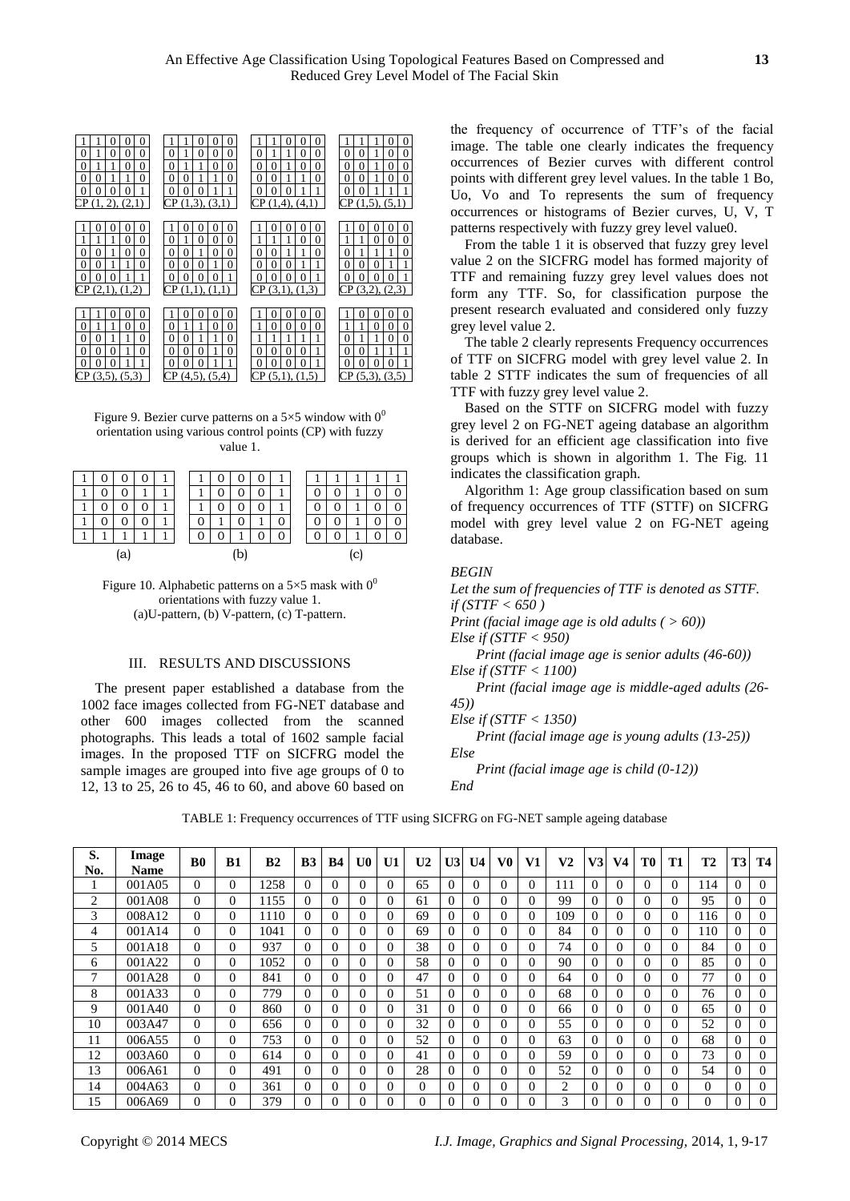| 1 | 1 | 0 | 0 | 0 |
|---|---|---|---|---|
| 0 | 1 | 0 | 0 | 0 |
| 0 | 1 | 1 | 0 | 0 |
| 0 | 0 | 1 | 1 | 0 |
| 0 | 0 | 0 | 0 | 1 |

CP (1, 2), (2,1)

| 1 | 1 | 0 | 0 | 0 |
|---|---|---|---|---|
| 0 | 1 | 0 | 0 | 0 |
| 0 | 1 | 1 | 0 | 0 |
| 0 | 0 | 1 | 1 | 0 |
| 0 | 0 | 0 | 1 | 1 |

CP (1,3), (3,1)

| 1 | 1 | 0 | 0 | 0 |
|---|---|---|---|---|
| 0 | 1 | 1 | 0 | 0 |
| 0 | 0 | 1 | 0 | 0 |
| 0 | 0 | 1 | 1 | 0 |
| 0 | 0 | 0 | 1 | 1 |

CP (1,4), (4,1)

| 1 | 1 | 1 | 0 | 0 |
|---|---|---|---|---|
| 0 | 0 | 1 | 0 | 0 |
| 0 | 0 | 1 | 0 | 0 |
| 0 | 0 | 1 | 0 | 0 |
| 0 | 0 | 1 | 1 | 1 |

CP (1,5), (5,1)

| 1 | 0 | 0 | 0 | 0 |
|---|---|---|---|---|
| 1 | 1 | 1 | 0 | 0 |
| 0 | 0 | 1 | 0 | 0 |
| 0 | 0 | 1 | 1 | 0 |
| 0 | 0 | 0 | 1 | 1 |

CP (2,1), (1,2)

| 1 | 0 | 0 | 0 | 0 |
|---|---|---|---|---|
| 0 | 1 | 0 | 0 | 0 |
| 0 | 0 | 1 | 0 | 0 |
| 0 | 0 | 0 | 1 | 0 |
| 0 | 0 | 0 | 0 | 1 |

CP (1,1), (1,1)

| 1 | 0 | 0 | 0 | 0 |
|---|---|---|---|---|
| 1 | 1 | 1 | 0 | 0 |
| 0 | 0 | 1 | 1 | 0 |
| 0 | 0 | 0 | 1 | 1 |
| 0 | 0 | 0 | 0 | 1 |

CP (3,1), (1,3)

| 1 | 0 | 0 | 0 | 0 |
|---|---|---|---|---|
| 1 | 1 | 0 | 0 | 0 |
| 0 | 1 | 1 | 1 | 0 |
| 0 | 0 | 0 | 1 | 1 |
| 0 | 0 | 0 | 0 | 1 |

CP (3,2), (2,3)

| 1 | 1 | 0 | 0 | 0 |
|---|---|---|---|---|
| 0 | 1 | 1 | 0 | 0 |
| 0 | 0 | 1 | 1 | 0 |
| 0 | 0 | 0 | 1 | 0 |
| 0 | 0 | 0 | 1 | 1 |

CP (3,5), (5,3)

| 1 | 0 | 0 | 0 | 0 |
|---|---|---|---|---|
| 0 | 1 | 1 | 0 | 0 |
| 0 | 0 | 1 | 1 | 0 |
| 0 | 0 | 0 | 1 | 0 |
| 0 | 0 | 0 | 1 | 1 |

CP (4,5), (5,4)

| 1 | 0 | 0 | 0 | 0 |
|---|---|---|---|---|
| 1 | 0 | 0 | 0 | 0 |
| 1 | 1 | 1 | 1 | 1 |
| 0 | 0 | 0 | 0 | 1 |
| 0 | 0 | 0 | 0 | 1 |

CP (5,1), (1,5)

| 1 | 0 | 0 | 0 | 0 |
|---|---|---|---|---|
| 1 | 1 | 0 | 0 | 0 |
| 0 | 1 | 1 | 0 | 0 |
| 0 | 0 | 1 | 1 | 1 |
| 0 | 0 | 0 | 0 | 1 |

CP (5,3), (3,5)

Figure 9. Bezier curve patterns on a 5×5 window with $0^0$ orientation using various control points (CP) with fuzzy value 1.

| 1 | 0 | 0 | 0 | 1 |
|---|---|---|---|---|
| 1 | 0 | 0 | 1 | 1 |
| 1 | 0 | 0 | 0 | 1 |
| 1 | 0 | 0 | 0 | 1 |
| 1 | 1 | 1 | 1 | 1 |

(a)

| 1 | 0 | 0 | 0 | 1 |
|---|---|---|---|---|
| 1 | 0 | 0 | 0 | 1 |
| 1 | 0 | 0 | 0 | 1 |
| 0 | 1 | 0 | 1 | 0 |
| 0 | 0 | 1 | 0 | 0 |

(b)

| 1 | 1 | 1 | 1 | 1 |
|---|---|---|---|---|
| 0 | 0 | 1 | 0 | 0 |
| 0 | 0 | 1 | 0 | 0 |
| 0 | 0 | 1 | 0 | 0 |
| 0 | 0 | 1 | 0 | 0 |

(c)

Figure 10. Alphabetic patterns on a 5×5 mask with $0^0$ orientations with fuzzy value 1. (a)U-pattern, (b) V-pattern, (c) T-pattern.

## III. RESULTS AND DISCUSSIONS

The present paper established a database from the 1002 face images collected from FG-NET database and other 600 images collected from the scanned photographs. This leads a total of 1602 sample facial images. In the proposed TTF on SICFRG model the sample images are grouped into five age groups of 0 to 12, 13 to 25, 26 to 45, 46 to 60, and above 60 based on the frequency of occurrence of TTF's of the facial image. The table one clearly indicates the frequency occurrences of Bezier curves with different control points with different grey level values. In the table 1 Bo, Uo, Vo and To represents the sum of frequency occurrences or histograms of Bezier curves, U, V, T patterns respectively with fuzzy grey level value0.

From the table 1 it is observed that fuzzy grey level value 2 on the SICFRG model has formed majority of TTF and remaining fuzzy grey level values does not form any TTF. So, for classification purpose the present research evaluated and considered only fuzzy grey level value 2.

The table 2 clearly represents Frequency occurrences of TTF on SICFRG model with grey level value 2. In table 2 STTF indicates the sum of frequencies of all TTF with fuzzy grey level value 2.

Based on the STTF on SICFRG model with fuzzy grey level 2 on FG-NET ageing database an algorithm is derived for an efficient age classification into five groups which is shown in algorithm 1. The Fig. 11 indicates the classification graph.

Algorithm 1: Age group classification based on sum of frequency occurrences of TTF (STTF) on SICFRG model with grey level value 2 on FG-NET ageing database.

*BEGIN*

*Let the sum of frequencies of TTF is denoted as STTF.*
*if (STTF < 650 )*
*Print (facial image age is old adults ( > 60))*
*Else if (STTF < 950)*
    *Print (facial image age is senior adults (46-60))*
*Else if (STTF < 1100)*
    *Print (facial image age is middle-aged adults (26-45))*
*Else if (STTF < 1350)*
    *Print (facial image age is young adults (13-25))*
*Else*
    *Print (facial image age is child (0-12))*
*End*

TABLE 1: Frequency occurrences of TTF using SICFRG on FG-NET sample ageing database

| S. No. | Image Name | B0 | B1 | B2 | B3 | B4 | U0 | U1 | U2 | U3 | U4 | V0 | V1 | V2 | V3 | V4 | T0 | T1 | T2 | T3 | T4 |
|---|---|---|---|---|---|---|---|---|---|---|---|---|---|---|---|---|---|---|---|---|---|
| 1 | 001A05 | 0 | 0 | 1258 | 0 | 0 | 0 | 0 | 65 | 0 | 0 | 0 | 0 | 111 | 0 | 0 | 0 | 0 | 114 | 0 | 0 |
| 2 | 001A08 | 0 | 0 | 1155 | 0 | 0 | 0 | 0 | 61 | 0 | 0 | 0 | 0 | 99 | 0 | 0 | 0 | 0 | 95 | 0 | 0 |
| 3 | 008A12 | 0 | 0 | 1110 | 0 | 0 | 0 | 0 | 69 | 0 | 0 | 0 | 0 | 109 | 0 | 0 | 0 | 0 | 116 | 0 | 0 |
| 4 | 001A14 | 0 | 0 | 1041 | 0 | 0 | 0 | 0 | 69 | 0 | 0 | 0 | 0 | 84 | 0 | 0 | 0 | 0 | 110 | 0 | 0 |
| 5 | 001A18 | 0 | 0 | 937 | 0 | 0 | 0 | 0 | 38 | 0 | 0 | 0 | 0 | 74 | 0 | 0 | 0 | 0 | 84 | 0 | 0 |
| 6 | 001A22 | 0 | 0 | 1052 | 0 | 0 | 0 | 0 | 58 | 0 | 0 | 0 | 0 | 90 | 0 | 0 | 0 | 0 | 85 | 0 | 0 |
| 7 | 001A28 | 0 | 0 | 841 | 0 | 0 | 0 | 0 | 47 | 0 | 0 | 0 | 0 | 64 | 0 | 0 | 0 | 0 | 77 | 0 | 0 |
| 8 | 001A33 | 0 | 0 | 779 | 0 | 0 | 0 | 0 | 51 | 0 | 0 | 0 | 0 | 68 | 0 | 0 | 0 | 0 | 76 | 0 | 0 |
| 9 | 001A40 | 0 | 0 | 860 | 0 | 0 | 0 | 0 | 31 | 0 | 0 | 0 | 0 | 66 | 0 | 0 | 0 | 0 | 65 | 0 | 0 |
| 10 | 003A47 | 0 | 0 | 656 | 0 | 0 | 0 | 0 | 32 | 0 | 0 | 0 | 0 | 55 | 0 | 0 | 0 | 0 | 52 | 0 | 0 |
| 11 | 006A55 | 0 | 0 | 753 | 0 | 0 | 0 | 0 | 52 | 0 | 0 | 0 | 0 | 63 | 0 | 0 | 0 | 0 | 68 | 0 | 0 |
| 12 | 003A60 | 0 | 0 | 614 | 0 | 0 | 0 | 0 | 41 | 0 | 0 | 0 | 0 | 59 | 0 | 0 | 0 | 0 | 73 | 0 | 0 |
| 13 | 006A61 | 0 | 0 | 491 | 0 | 0 | 0 | 0 | 28 | 0 | 0 | 0 | 0 | 52 | 0 | 0 | 0 | 0 | 54 | 0 | 0 |
| 14 | 004A63 | 0 | 0 | 361 | 0 | 0 | 0 | 0 | 0 | 0 | 0 | 0 | 0 | 2 | 0 | 0 | 0 | 0 | 0 | 0 | 0 |
| 15 | 006A69 | 0 | 0 | 379 | 0 | 0 | 0 | 0 | 0 | 0 | 0 | 0 | 0 | 3 | 0 | 0 | 0 | 0 | 0 | 0 | 0 |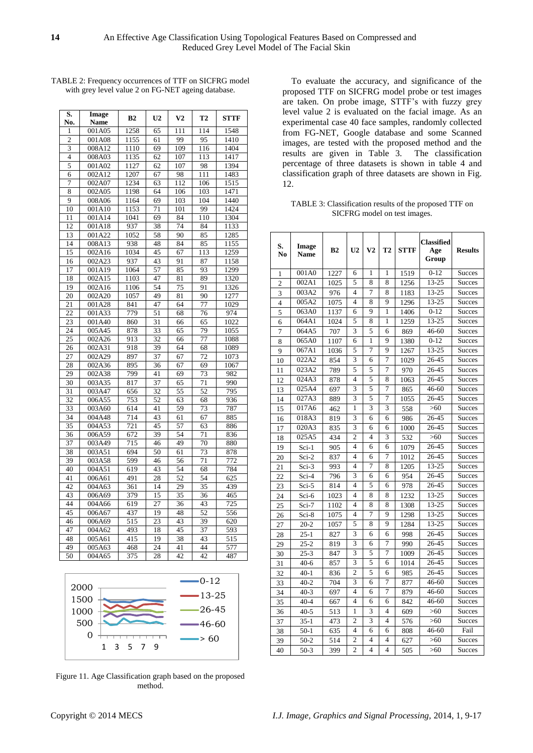TABLE 2: Frequency occurrences of TTF on SICFRG model with grey level value 2 on FG-NET ageing database.

| S. No. | Image Name | B2 | U2 | V2 | T2 | STTF |
|---|---|---|---|---|---|---|
| 1 | 001A05 | 1258 | 65 | 111 | 114 | 1548 |
| 2 | 001A08 | 1155 | 61 | 99 | 95 | 1410 |
| 3 | 008A12 | 1110 | 69 | 109 | 116 | 1404 |
| 4 | 008A03 | 1135 | 62 | 107 | 113 | 1417 |
| 5 | 001A02 | 1127 | 62 | 107 | 98 | 1394 |
| 6 | 002A12 | 1207 | 67 | 98 | 111 | 1483 |
| 7 | 002A07 | 1234 | 63 | 112 | 106 | 1515 |
| 8 | 002A05 | 1198 | 64 | 106 | 103 | 1471 |
| 9 | 008A06 | 1164 | 69 | 103 | 104 | 1440 |
| 10 | 001A10 | 1153 | 71 | 101 | 99 | 1424 |
| 11 | 001A14 | 1041 | 69 | 84 | 110 | 1304 |
| 12 | 001A18 | 937 | 38 | 74 | 84 | 1133 |
| 13 | 001A22 | 1052 | 58 | 90 | 85 | 1285 |
| 14 | 008A13 | 938 | 48 | 84 | 85 | 1155 |
| 15 | 002A16 | 1034 | 45 | 67 | 113 | 1259 |
| 16 | 002A23 | 937 | 43 | 91 | 87 | 1158 |
| 17 | 001A19 | 1064 | 57 | 85 | 93 | 1299 |
| 18 | 002A15 | 1103 | 47 | 81 | 89 | 1320 |
| 19 | 002A16 | 1106 | 54 | 75 | 91 | 1326 |
| 20 | 002A20 | 1057 | 49 | 81 | 90 | 1277 |
| 21 | 001A28 | 841 | 47 | 64 | 77 | 1029 |
| 22 | 001A33 | 779 | 51 | 68 | 76 | 974 |
| 23 | 001A40 | 860 | 31 | 66 | 65 | 1022 |
| 24 | 005A45 | 878 | 33 | 65 | 79 | 1055 |
| 25 | 002A26 | 913 | 32 | 66 | 77 | 1088 |
| 26 | 002A31 | 918 | 39 | 64 | 68 | 1089 |
| 27 | 002A29 | 897 | 37 | 67 | 72 | 1073 |
| 28 | 002A36 | 895 | 36 | 67 | 69 | 1067 |
| 29 | 002A38 | 799 | 41 | 69 | 73 | 982 |
| 30 | 003A35 | 817 | 37 | 65 | 71 | 990 |
| 31 | 003A47 | 656 | 32 | 55 | 52 | 795 |
| 32 | 006A55 | 753 | 52 | 63 | 68 | 936 |
| 33 | 003A60 | 614 | 41 | 59 | 73 | 787 |
| 34 | 004A48 | 714 | 43 | 61 | 67 | 885 |
| 35 | 004A53 | 721 | 45 | 57 | 63 | 886 |
| 36 | 006A59 | 672 | 39 | 54 | 71 | 836 |
| 37 | 003A49 | 715 | 46 | 49 | 70 | 880 |
| 38 | 003A51 | 694 | 50 | 61 | 73 | 878 |
| 39 | 003A58 | 599 | 46 | 56 | 71 | 772 |
| 40 | 004A51 | 619 | 43 | 54 | 68 | 784 |
| 41 | 006A61 | 491 | 28 | 52 | 54 | 625 |
| 42 | 004A63 | 361 | 14 | 29 | 35 | 439 |
| 43 | 006A69 | 379 | 15 | 35 | 36 | 465 |
| 44 | 004A66 | 619 | 27 | 36 | 43 | 725 |
| 45 | 006A67 | 437 | 19 | 48 | 52 | 556 |
| 46 | 006A69 | 515 | 23 | 43 | 39 | 620 |
| 47 | 004A62 | 493 | 18 | 45 | 37 | 593 |
| 48 | 005A61 | 415 | 19 | 38 | 43 | 515 |
| 49 | 005A63 | 468 | 24 | 41 | 44 | 577 |
| 50 | 004A65 | 375 | 28 | 42 | 42 | 487 |

Figure 11. Age Classification graph based on the proposed method.

To evaluate the accuracy, and significance of the proposed TTF on SICFRG model probe or test images are taken. On probe image, STTF's with fuzzy grey level value 2 is evaluated on the facial image. As an experimental case 40 face samples, randomly collected from FG-NET, Google database and some Scanned images, are tested with the proposed method and the results are given in Table 3. The classification percentage of three datasets is shown in table 4 and classification graph of three datasets are shown in Fig. 12.

TABLE 3: Classification results of the proposed TTF on SICFRG model on test images.

| S. No | Image Name | B2 | U2 | V2 | T2 | STTF | Classified Age Group | Results |
|---|---|---|---|---|---|---|---|---|
| 1 | 001A0 | 1227 | 6 | 1 | 1 | 1519 | 0-12 | Succes |
| 2 | 002A1 | 1025 | 5 | 8 | 8 | 1256 | 13-25 | Succes |
| 3 | 003A2 | 976 | 4 | 7 | 8 | 1183 | 13-25 | Succes |
| 4 | 005A2 | 1075 | 4 | 8 | 9 | 1296 | 13-25 | Succes |
| 5 | 063A0 | 1137 | 6 | 9 | 1 | 1406 | 0-12 | Succes |
| 6 | 064A1 | 1024 | 5 | 8 | 1 | 1259 | 13-25 | Succes |
| 7 | 064A5 | 707 | 3 | 5 | 6 | 869 | 46-60 | Succes |
| 8 | 065A0 | 1107 | 6 | 1 | 9 | 1380 | 0-12 | Succes |
| 9 | 067A1 | 1036 | 5 | 7 | 9 | 1267 | 13-25 | Succes |
| 10 | 022A2 | 854 | 3 | 6 | 7 | 1029 | 26-45 | Succes |
| 11 | 023A2 | 789 | 5 | 5 | 7 | 970 | 26-45 | Succes |
| 12 | 024A3 | 878 | 4 | 5 | 8 | 1063 | 26-45 | Succes |
| 13 | 025A4 | 697 | 3 | 5 | 7 | 865 | 46-60 | Succes |
| 14 | 027A3 | 889 | 3 | 5 | 7 | 1055 | 26-45 | Succes |
| 15 | 017A6 | 462 | 1 | 3 | 3 | 558 | >60 | Succes |
| 16 | 018A3 | 819 | 3 | 6 | 6 | 986 | 26-45 | Succes |
| 17 | 020A3 | 835 | 3 | 6 | 6 | 1000 | 26-45 | Succes |
| 18 | 025A5 | 434 | 2 | 4 | 3 | 532 | >60 | Succes |
| 19 | Sci-1 | 905 | 4 | 6 | 6 | 1079 | 26-45 | Succes |
| 20 | Sci-2 | 837 | 4 | 6 | 7 | 1012 | 26-45 | Succes |
| 21 | Sci-3 | 993 | 4 | 7 | 8 | 1205 | 13-25 | Succes |
| 22 | Sci-4 | 796 | 3 | 6 | 6 | 954 | 26-45 | Succes |
| 23 | Sci-5 | 814 | 4 | 5 | 6 | 978 | 26-45 | Succes |
| 24 | Sci-6 | 1023 | 4 | 8 | 8 | 1232 | 13-25 | Succes |
| 25 | Sci-7 | 1102 | 4 | 8 | 8 | 1308 | 13-25 | Succes |
| 26 | Sci-8 | 1075 | 4 | 7 | 9 | 1298 | 13-25 | Succes |
| 27 | 20-2 | 1057 | 5 | 8 | 9 | 1284 | 13-25 | Succes |
| 28 | 25-1 | 827 | 3 | 6 | 6 | 998 | 26-45 | Succes |
| 29 | 25-2 | 819 | 3 | 6 | 7 | 990 | 26-45 | Succes |
| 30 | 25-3 | 847 | 3 | 5 | 7 | 1009 | 26-45 | Succes |
| 31 | 40-6 | 857 | 3 | 5 | 6 | 1014 | 26-45 | Succes |
| 32 | 40-1 | 836 | 2 | 5 | 6 | 985 | 26-45 | Succes |
| 33 | 40-2 | 704 | 3 | 6 | 7 | 877 | 46-60 | Succes |
| 34 | 40-3 | 697 | 4 | 6 | 7 | 879 | 46-60 | Succes |
| 35 | 40-4 | 667 | 4 | 6 | 6 | 842 | 46-60 | Succes |
| 36 | 40-5 | 513 | 1 | 3 | 4 | 609 | >60 | Succes |
| 37 | 35-1 | 473 | 2 | 3 | 4 | 576 | >60 | Succes |
| 38 | 50-1 | 635 | 4 | 6 | 6 | 808 | 46-60 | Fail |
| 39 | 50-2 | 514 | 2 | 4 | 4 | 627 | >60 | Succes |
| 40 | 50-3 | 399 | 2 | 4 | 4 | 505 | >60 | Succes |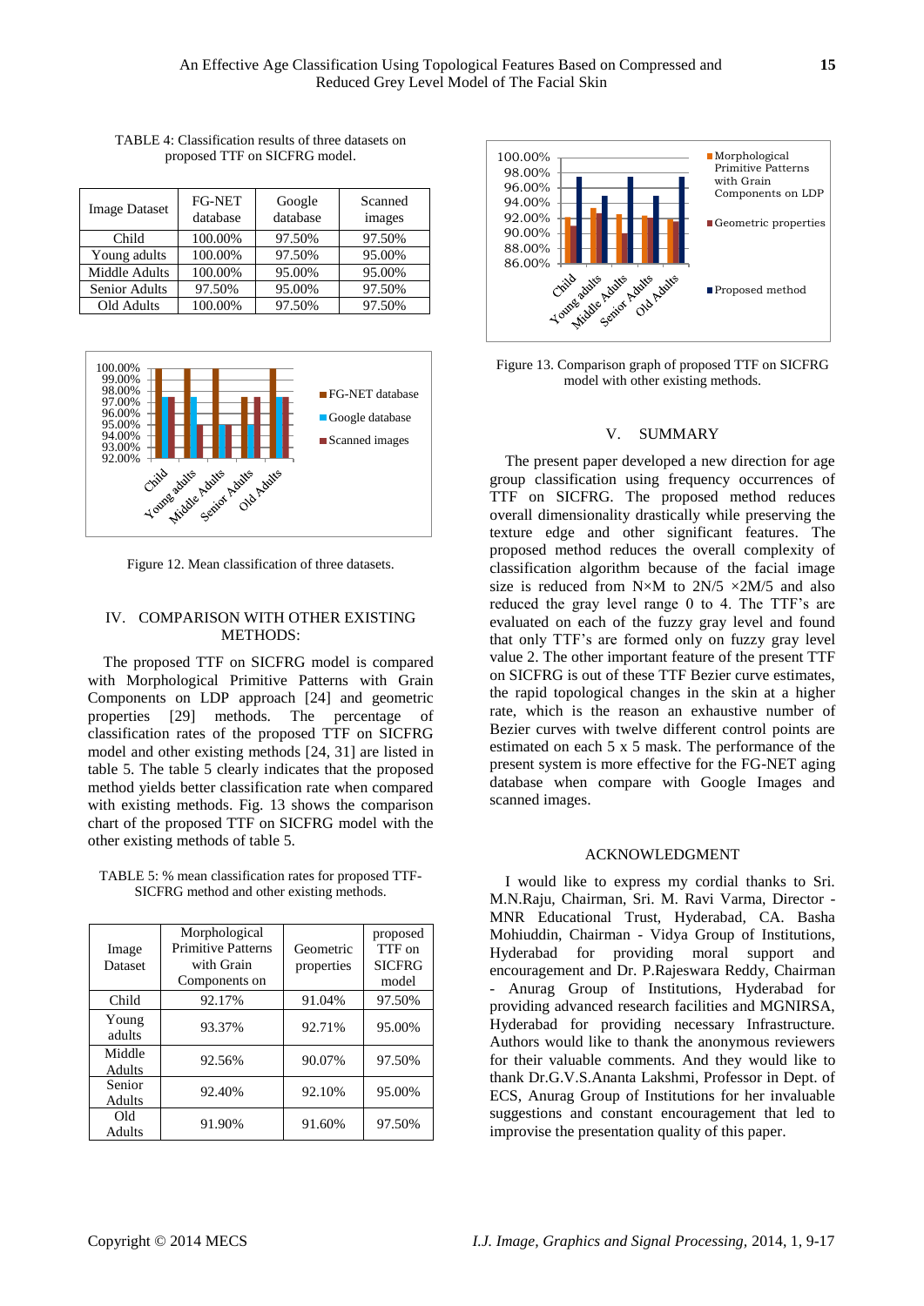TABLE 4: Classification results of three datasets on proposed TTF on SICFRG model.

| Image Dataset | FG-NET database | Google database | Scanned images |
|---|---|---|---|
| Child | 100.00% | 97.50% | 97.50% |
| Young adults | 100.00% | 97.50% | 95.00% |
| Middle Adults | 100.00% | 95.00% | 95.00% |
| Senior Adults | 97.50% | 95.00% | 97.50% |
| Old Adults | 100.00% | 97.50% | 97.50% |

Figure 12. Mean classification of three datasets.

## IV. COMPARISON WITH OTHER EXISTING METHODS:

The proposed TTF on SICFRG model is compared with Morphological Primitive Patterns with Grain Components on LDP approach [24] and geometric properties [29] methods. The percentage of classification rates of the proposed TTF on SICFRG model and other existing methods [24, 31] are listed in table 5. The table 5 clearly indicates that the proposed method yields better classification rate when compared with existing methods. Fig. 13 shows the comparison chart of the proposed TTF on SICFRG model with the other existing methods of table 5.

TABLE 5: % mean classification rates for proposed TTF-SICFRG method and other existing methods.

| Image Dataset | Morphological Primitive Patterns with Grain Components on | Geometric properties | proposed TTF on SICFRG model |
|---|---|---|---|
| Child | 92.17% | 91.04% | 97.50% |
| Young adults | 93.37% | 92.71% | 95.00% |
| Middle Adults | 92.56% | 90.07% | 97.50% |
| Senior Adults | 92.40% | 92.10% | 95.00% |
| Old Adults | 91.90% | 91.60% | 97.50% |

Figure 13. Comparison graph of proposed TTF on SICFRG model with other existing methods.

## V. SUMMARY

The present paper developed a new direction for age group classification using frequency occurrences of TTF on SICFRG. The proposed method reduces overall dimensionality drastically while preserving the texture edge and other significant features. The proposed method reduces the overall complexity of classification algorithm because of the facial image size is reduced from N×M to 2N/5 ×2M/5 and also reduced the gray level range 0 to 4. The TTF's are evaluated on each of the fuzzy gray level and found that only TTF's are formed only on fuzzy gray level value 2. The other important feature of the present TTF on SICFRG is out of these TTF Bezier curve estimates, the rapid topological changes in the skin at a higher rate, which is the reason an exhaustive number of Bezier curves with twelve different control points are estimated on each 5 x 5 mask. The performance of the present system is more effective for the FG-NET aging database when compare with Google Images and scanned images.

## ACKNOWLEDGMENT

I would like to express my cordial thanks to Sri. M.N.Raju, Chairman, Sri. M. Ravi Varma, Director - MNR Educational Trust, Hyderabad, CA. Basha Mohiuddin, Chairman - Vidya Group of Institutions, Hyderabad for providing moral support and encouragement and Dr. P.Rajeswara Reddy, Chairman - Anurag Group of Institutions, Hyderabad for providing advanced research facilities and MGNIRSA, Hyderabad for providing necessary Infrastructure. Authors would like to thank the anonymous reviewers for their valuable comments. And they would like to thank Dr.G.V.S.Ananta Lakshmi, Professor in Dept. of ECS, Anurag Group of Institutions for her invaluable suggestions and constant encouragement that led to improvise the presentation quality of this paper.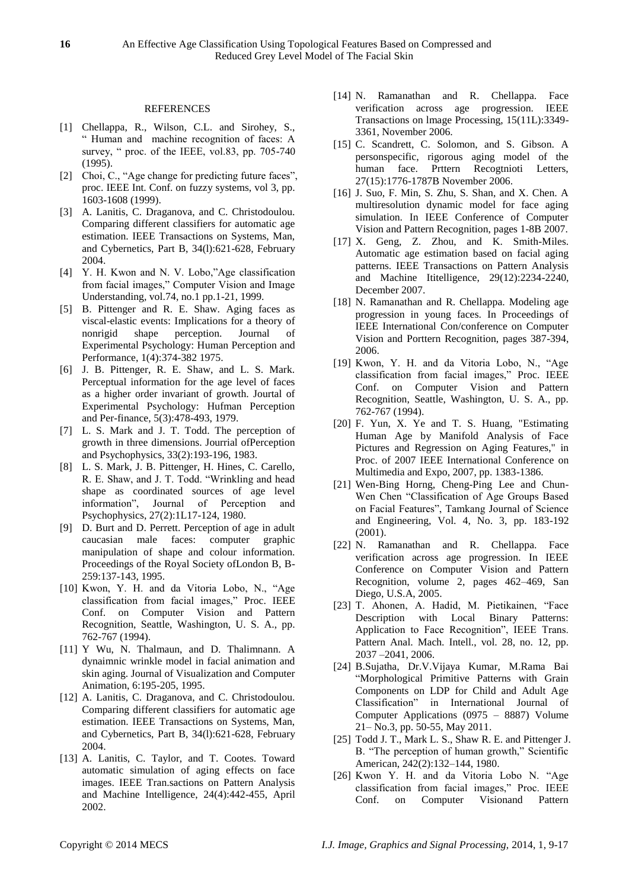## REFERENCES

[1] Chellappa, R., Wilson, C.L. and Sirohey, S., " Human and machine recognition of faces: A survey, " proc. of the IEEE, vol.83, pp. 705-740 (1995).

[2] Choi, C., "Age change for predicting future faces", proc. IEEE Int. Conf. on fuzzy systems, vol 3, pp. 1603-1608 (1999).

[3] A. Lanitis, C. Draganova, and C. Christodoulou. Comparing different classifiers for automatic age estimation. IEEE Transactions on Systems, Man, and Cybernetics, Part B, 34(l):621-628, February 2004.

[4] Y. H. Kwon and N. V. Lobo,"Age classification from facial images," Computer Vision and Image Understanding, vol.74, no.1 pp.1-21, 1999.

[5] B. Pittenger and R. E. Shaw. Aging faces as viscal-elastic events: Implications for a theory of nonrigid shape perception. Journal of Experimental Psychology: Human Perception and Performance, 1(4):374-382 1975.

[6] J. B. Pittenger, R. E. Shaw, and L. S. Mark. Perceptual information for the age level of faces as a higher order invariant of growth. Jourtal of Experimental Psychology: Hufman Perception and Per-finance, 5(3):478-493, 1979.

[7] L. S. Mark and J. T. Todd. The perception of growth in three dimensions. Jourrial ofPerception and Psychophysics, 33(2):193-196, 1983.

[8] L. S. Mark, J. B. Pittenger, H. Hines, C. Carello, R. E. Shaw, and J. T. Todd. "Wrinkling and head shape as coordinated sources of age level information", Journal of Perception and Psychophysics, 27(2):1L17-124, 1980.

[9] D. Burt and D. Perrett. Perception of age in adult caucasian male faces: computer graphic manipulation of shape and colour information. Proceedings of the Royal Society ofLondon B, B-259:137-143, 1995.

[10] Kwon, Y. H. and da Vitoria Lobo, N., "Age classification from facial images," Proc. IEEE Conf. on Computer Vision and Pattern Recognition, Seattle, Washington, U. S. A., pp. 762-767 (1994).

[11] Y Wu, N. Thalmaun, and D. Thalimnann. A dynaimnic wrinkle model in facial animation and skin aging. Journal of Visualization and Computer Animation, 6:195-205, 1995.

[12] A. Lanitis, C. Draganova, and C. Christodoulou. Comparing different classifiers for automatic age estimation. IEEE Transactions on Systems, Man, and Cybernetics, Part B, 34(l):621-628, February 2004.

[13] A. Lanitis, C. Taylor, and T. Cootes. Toward automatic simulation of aging effects on face images. IEEE Tran.sactions on Pattern Analysis and Machine Intelligence, 24(4):442-455, April 2002.

[14] N. Ramanathan and R. Chellappa. Face verification across age progression. IEEE Transactions on lmage Processing, 15(11L):3349-3361, November 2006.

[15] C. Scandrett, C. Solomon, and S. Gibson. A personspecific, rigorous aging model of the human face. Prttern Recogtnioti Letters, 27(15):1776-1787B November 2006.

[16] J. Suo, F. Min, S. Zhu, S. Shan, and X. Chen. A multiresolution dynamic model for face aging simulation. In IEEE Conference of Computer Vision and Pattern Recognition, pages 1-8B 2007.

[17] X. Geng, Z. Zhou, and K. Smith-Miles. Automatic age estimation based on facial aging patterns. IEEE Transactions on Pattern Analysis and Machine Ititelligence, 29(12):2234-2240, December 2007.

[18] N. Ramanathan and R. Chellappa. Modeling age progression in young faces. In Proceedings of IEEE International Con/conference on Computer Vision and Porttern Recognition, pages 387-394, 2006.

[19] Kwon, Y. H. and da Vitoria Lobo, N., "Age classification from facial images," Proc. IEEE Conf. on Computer Vision and Pattern Recognition, Seattle, Washington, U. S. A., pp. 762-767 (1994).

[20] F. Yun, X. Ye and T. S. Huang, "Estimating Human Age by Manifold Analysis of Face Pictures and Regression on Aging Features," in Proc. of 2007 IEEE International Conference on Multimedia and Expo, 2007, pp. 1383-1386.

[21] Wen-Bing Horng, Cheng-Ping Lee and Chun-Wen Chen "Classification of Age Groups Based on Facial Features", Tamkang Journal of Science and Engineering, Vol. 4, No. 3, pp. 183-192 (2001).

[22] N. Ramanathan and R. Chellappa. Face verification across age progression. In IEEE Conference on Computer Vision and Pattern Recognition, volume 2, pages 462–469, San Diego, U.S.A, 2005.

[23] T. Ahonen, A. Hadid, M. Pietikainen, "Face Description with Local Binary Patterns: Application to Face Recognition", IEEE Trans. Pattern Anal. Mach. Intell., vol. 28, no. 12, pp. 2037 –2041, 2006.

[24] B.Sujatha, Dr.V.Vijaya Kumar, M.Rama Bai "Morphological Primitive Patterns with Grain Components on LDP for Child and Adult Age Classification" in International Journal of Computer Applications (0975 – 8887) Volume 21– No.3, pp. 50-55, May 2011.

[25] Todd J. T., Mark L. S., Shaw R. E. and Pittenger J. B. "The perception of human growth," Scientific American, 242(2):132–144, 1980.

[26] Kwon Y. H. and da Vitoria Lobo N. "Age classification from facial images," Proc. IEEE Conf. on Computer Visionand Pattern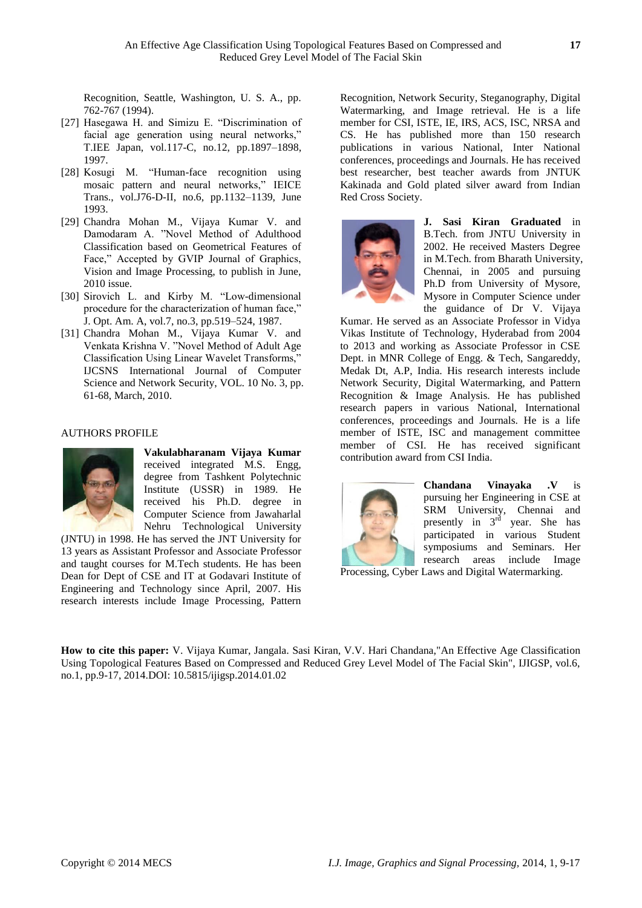Recognition, Seattle, Washington, U. S. A., pp. 762-767 (1994).

[27] Hasegawa H. and Simizu E. "Discrimination of facial age generation using neural networks," T.IEE Japan, vol.117-C, no.12, pp.1897–1898, 1997.

[28] Kosugi M. "Human-face recognition using mosaic pattern and neural networks," IEICE Trans., vol.J76-D-II, no.6, pp.1132–1139, June 1993.

[29] Chandra Mohan M., Vijaya Kumar V. and Damodaram A. "Novel Method of Adulthood Classification based on Geometrical Features of Face," Accepted by GVIP Journal of Graphics, Vision and Image Processing, to publish in June, 2010 issue.

[30] Sirovich L. and Kirby M. "Low-dimensional procedure for the characterization of human face," J. Opt. Am. A, vol.7, no.3, pp.519–524, 1987.

[31] Chandra Mohan M., Vijaya Kumar V. and Venkata Krishna V. "Novel Method of Adult Age Classification Using Linear Wavelet Transforms," IJCSNS International Journal of Computer Science and Network Security, VOL. 10 No. 3, pp. 61-68, March, 2010.

## AUTHORS PROFILE

**Vakulabharanam Vijaya Kumar** received integrated M.S. Engg, degree from Tashkent Polytechnic Institute (USSR) in 1989. He received his Ph.D. degree in Computer Science from Jawaharlal Nehru Technological University (JNTU) in 1998. He has served the JNT University for 13 years as Assistant Professor and Associate Professor and taught courses for M.Tech students. He has been Dean for Dept of CSE and IT at Godavari Institute of Engineering and Technology since April, 2007. His research interests include Image Processing, Pattern Recognition, Network Security, Steganography, Digital Watermarking, and Image retrieval. He is a life member for CSI, ISTE, IE, IRS, ACS, ISC, NRSA and CS. He has published more than 150 research publications in various National, Inter National conferences, proceedings and Journals. He has received best researcher, best teacher awards from JNTUK Kakinada and Gold plated silver award from Indian Red Cross Society.

**J. Sasi Kiran Graduated** in B.Tech. from JNTU University in 2002. He received Masters Degree in M.Tech. from Bharath University, Chennai, in 2005 and pursuing Ph.D from University of Mysore, Mysore in Computer Science under the guidance of Dr V. Vijaya Kumar. He served as an Associate Professor in Vidya Vikas Institute of Technology, Hyderabad from 2004 to 2013 and working as Associate Professor in CSE Dept. in MNR College of Engg. & Tech, Sangareddy, Medak Dt, A.P, India. His research interests include Network Security, Digital Watermarking, and Pattern Recognition & Image Analysis. He has published research papers in various National, International conferences, proceedings and Journals. He is a life member of ISTE, ISC and management committee member of CSI. He has received significant contribution award from CSI India.

**Chandana Vinayaka .V** is pursuing her Engineering in CSE at SRM University, Chennai and presently in 3rd year. She has participated in various Student symposiums and Seminars. Her research areas include Image Processing, Cyber Laws and Digital Watermarking.

**How to cite this paper:** V. Vijaya Kumar, Jangala. Sasi Kiran, V.V. Hari Chandana,"An Effective Age Classification Using Topological Features Based on Compressed and Reduced Grey Level Model of The Facial Skin", IJIGSP, vol.6, no.1, pp.9-17, 2014.DOI: 10.5815/ijigsp.2014.01.02